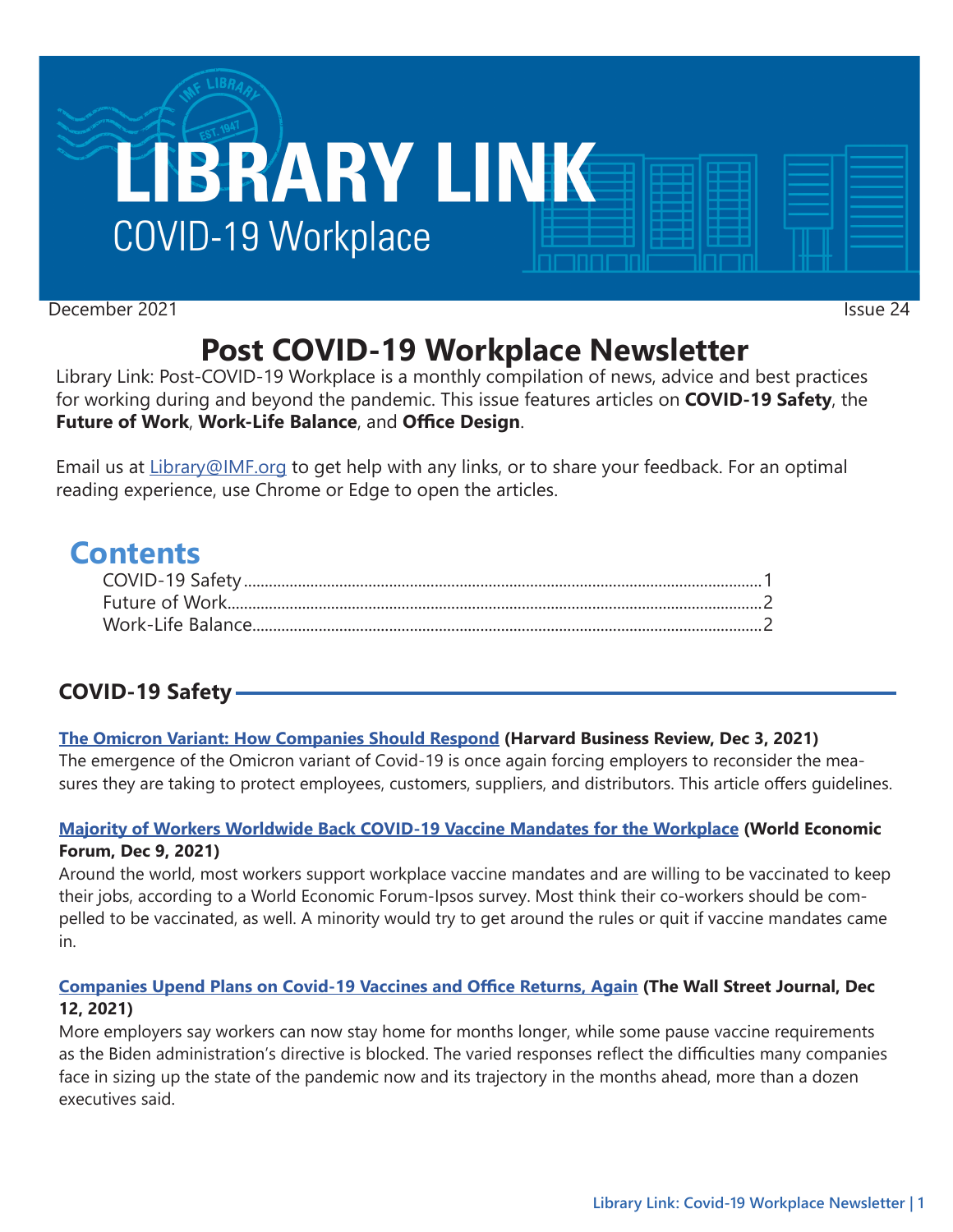# LIBRARY LINK

COVID-19 Workplace

December 2021 Issue 24

## Post COVID-19 Workplace Newsletter

Library Link: Post-COVID-19 Workplace is a monthly compilation of news, advice and best practices for working during and beyond the pandemic. This issue features articles on **COVID-19 Safety**, the **Future of Work**, **Work-Life Balance**, and **Office Design**.

Email us at Library@IMF.org to get help with any links, or to share your feedback. For an optimal reading experience, use Chrome or Edge to open the articles.

## Contents

- COVID-19 Safety....................1
- Future of Work....................2
- Work-Life Balance....................2

### COVID-19 Safety

**The Omicron Variant: How Companies Should Respond (Harvard Business Review, Dec 3, 2021)**
The emergence of the Omicron variant of Covid-19 is once again forcing employers to reconsider the measures they are taking to protect employees, customers, suppliers, and distributors. This article offers guidelines.

**Majority of Workers Worldwide Back COVID-19 Vaccine Mandates for the Workplace (World Economic Forum, Dec 9, 2021)**
Around the world, most workers support workplace vaccine mandates and are willing to be vaccinated to keep their jobs, according to a World Economic Forum-Ipsos survey. Most think their co-workers should be compelled to be vaccinated, as well. A minority would try to get around the rules or quit if vaccine mandates came in.

**Companies Upend Plans on Covid-19 Vaccines and Office Returns, Again (The Wall Street Journal, Dec 12, 2021)**
More employers say workers can now stay home for months longer, while some pause vaccine requirements as the Biden administration's directive is blocked. The varied responses reflect the difficulties many companies face in sizing up the state of the pandemic now and its trajectory in the months ahead, more than a dozen executives said.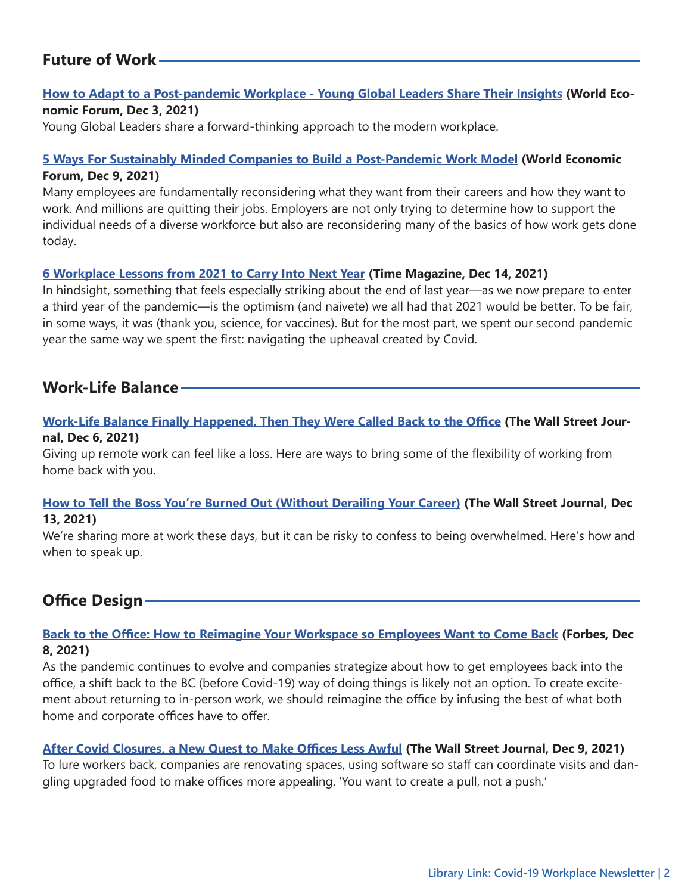## Future of Work

**How to Adapt to a Post-pandemic Workplace - Young Global Leaders Share Their Insights (World Economic Forum, Dec 3, 2021)**

Young Global Leaders share a forward-thinking approach to the modern workplace.

**5 Ways For Sustainably Minded Companies to Build a Post-Pandemic Work Model (World Economic Forum, Dec 9, 2021)**

Many employees are fundamentally reconsidering what they want from their careers and how they want to work. And millions are quitting their jobs. Employers are not only trying to determine how to support the individual needs of a diverse workforce but also are reconsidering many of the basics of how work gets done today.

**6 Workplace Lessons from 2021 to Carry Into Next Year (Time Magazine, Dec 14, 2021)**

In hindsight, something that feels especially striking about the end of last year—as we now prepare to enter a third year of the pandemic—is the optimism (and naivete) we all had that 2021 would be better. To be fair, in some ways, it was (thank you, science, for vaccines). But for the most part, we spent our second pandemic year the same way we spent the first: navigating the upheaval created by Covid.

## Work-Life Balance

**Work-Life Balance Finally Happened. Then They Were Called Back to the Office (The Wall Street Journal, Dec 6, 2021)**

Giving up remote work can feel like a loss. Here are ways to bring some of the flexibility of working from home back with you.

**How to Tell the Boss You're Burned Out (Without Derailing Your Career) (The Wall Street Journal, Dec 13, 2021)**

We're sharing more at work these days, but it can be risky to confess to being overwhelmed. Here's how and when to speak up.

## Office Design

**Back to the Office: How to Reimagine Your Workspace so Employees Want to Come Back (Forbes, Dec 8, 2021)**

As the pandemic continues to evolve and companies strategize about how to get employees back into the office, a shift back to the BC (before Covid-19) way of doing things is likely not an option. To create excitement about returning to in-person work, we should reimagine the office by infusing the best of what both home and corporate offices have to offer.

**After Covid Closures, a New Quest to Make Offices Less Awful (The Wall Street Journal, Dec 9, 2021)**

To lure workers back, companies are renovating spaces, using software so staff can coordinate visits and dangling upgraded food to make offices more appealing. 'You want to create a pull, not a push.'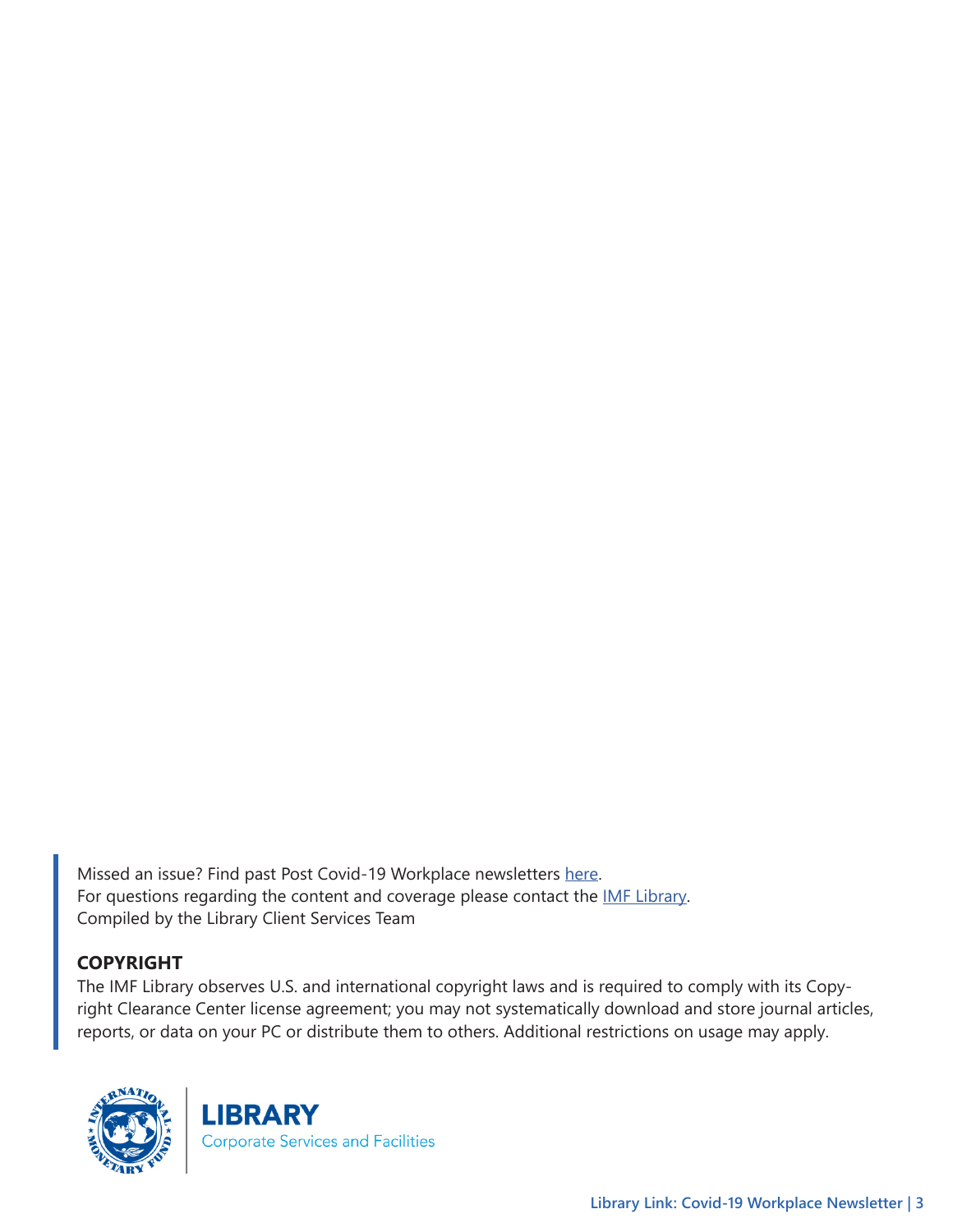Missed an issue? Find past Post Covid-19 Workplace newsletters [here](#).
For questions regarding the content and coverage please contact the [IMF Library](#).
Compiled by the Library Client Services Team

**COPYRIGHT**

The IMF Library observes U.S. and international copyright laws and is required to comply with its Copyright Clearance Center license agreement; you may not systematically download and store journal articles, reports, or data on your PC or distribute them to others. Additional restrictions on usage may apply.

**LIBRARY**
Corporate Services and Facilities